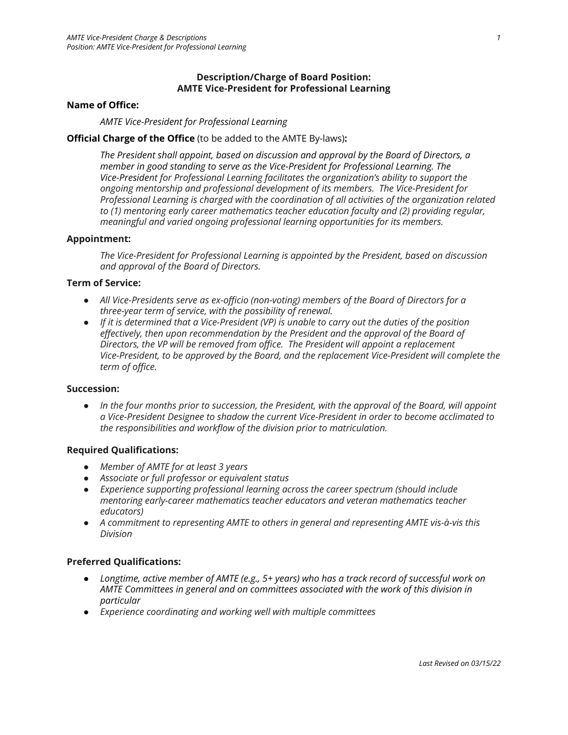# Description/Charge of Board Position: AMTE Vice-President for Professional Learning

**Name of Office:**

*AMTE Vice-President for Professional Learning*

**Official Charge of the Office** (to be added to the AMTE By-laws)**:**

*The President shall appoint, based on discussion and approval by the Board of Directors, a member in good standing to serve as the Vice-President for Professional Learning. The Vice-President for Professional Learning facilitates the organization's ability to support the ongoing mentorship and professional development of its members. The Vice-President for Professional Learning is charged with the coordination of all activities of the organization related to (1) mentoring early career mathematics teacher education faculty and (2) providing regular, meaningful and varied ongoing professional learning opportunities for its members.*

**Appointment:**

*The Vice-President for Professional Learning is appointed by the President, based on discussion and approval of the Board of Directors.*

**Term of Service:**

- *All Vice-Presidents serve as ex-officio (non-voting) members of the Board of Directors for a three-year term of service, with the possibility of renewal.*
- *If it is determined that a Vice-President (VP) is unable to carry out the duties of the position effectively, then upon recommendation by the President and the approval of the Board of Directors, the VP will be removed from office. The President will appoint a replacement Vice-President, to be approved by the Board, and the replacement Vice-President will complete the term of office.*

**Succession:**

- *In the four months prior to succession, the President, with the approval of the Board, will appoint a Vice-President Designee to shadow the current Vice-President in order to become acclimated to the responsibilities and workflow of the division prior to matriculation.*

**Required Qualifications:**

- *Member of AMTE for at least 3 years*
- *Associate or full professor or equivalent status*
- *Experience supporting professional learning across the career spectrum (should include mentoring early-career mathematics teacher educators and veteran mathematics teacher educators)*
- *A commitment to representing AMTE to others in general and representing AMTE vis-à-vis this Division*

**Preferred Qualifications:**

- *Longtime, active member of AMTE (e.g., 5+ years) who has a track record of successful work on AMTE Committees in general and on committees associated with the work of this division in particular*
- *Experience coordinating and working well with multiple committees*

*Last Revised on 03/15/22*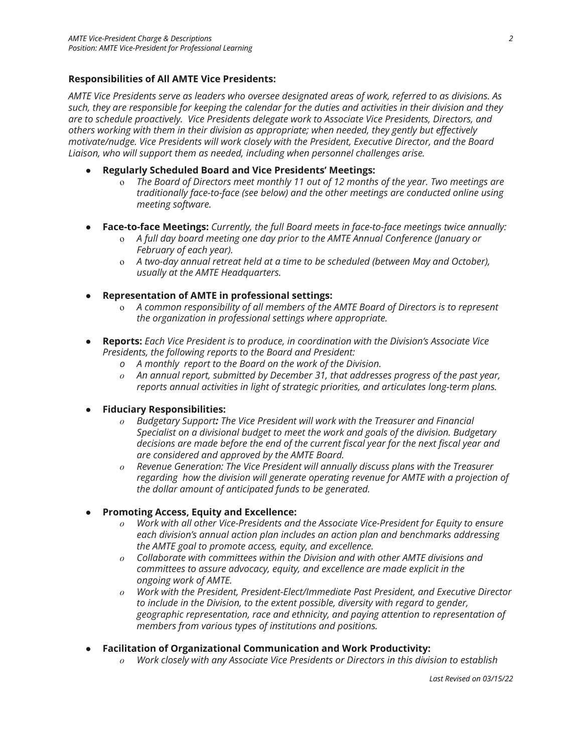**Responsibilities of All AMTE Vice Presidents:**

*AMTE Vice Presidents serve as leaders who oversee designated areas of work, referred to as divisions. As such, they are responsible for keeping the calendar for the duties and activities in their division and they are to schedule proactively. Vice Presidents delegate work to Associate Vice Presidents, Directors, and others working with them in their division as appropriate; when needed, they gently but effectively motivate/nudge. Vice Presidents will work closely with the President, Executive Director, and the Board Liaison, who will support them as needed, including when personnel challenges arise.*

- **Regularly Scheduled Board and Vice Presidents' Meetings:**
  - *The Board of Directors meet monthly 11 out of 12 months of the year. Two meetings are traditionally face-to-face (see below) and the other meetings are conducted online using meeting software.*

- **Face-to-face Meetings:** *Currently, the full Board meets in face-to-face meetings twice annually:*
  - *A full day board meeting one day prior to the AMTE Annual Conference (January or February of each year).*
  - *A two-day annual retreat held at a time to be scheduled (between May and October), usually at the AMTE Headquarters.*

- **Representation of AMTE in professional settings:**
  - *A common responsibility of all members of the AMTE Board of Directors is to represent the organization in professional settings where appropriate.*

- **Reports:** *Each Vice President is to produce, in coordination with the Division's Associate Vice Presidents, the following reports to the Board and President:*
  - *A monthly report to the Board on the work of the Division.*
  - *An annual report, submitted by December 31, that addresses progress of the past year, reports annual activities in light of strategic priorities, and articulates long-term plans.*

- **Fiduciary Responsibilities:**
  - *Budgetary Support**:** The Vice President will work with the Treasurer and Financial Specialist on a divisional budget to meet the work and goals of the division. Budgetary decisions are made before the end of the current fiscal year for the next fiscal year and are considered and approved by the AMTE Board.*
  - *Revenue Generation: The Vice President will annually discuss plans with the Treasurer regarding how the division will generate operating revenue for AMTE with a projection of the dollar amount of anticipated funds to be generated.*

- **Promoting Access, Equity and Excellence:**
  - *Work with all other Vice-Presidents and the Associate Vice-President for Equity to ensure each division's annual action plan includes an action plan and benchmarks addressing the AMTE goal to promote access, equity, and excellence.*
  - *Collaborate with committees within the Division and with other AMTE divisions and committees to assure advocacy, equity, and excellence are made explicit in the ongoing work of AMTE.*
  - *Work with the President, President-Elect/Immediate Past President, and Executive Director to include in the Division, to the extent possible, diversity with regard to gender, geographic representation, race and ethnicity, and paying attention to representation of members from various types of institutions and positions.*

- **Facilitation of Organizational Communication and Work Productivity:**
  - *Work closely with any Associate Vice Presidents or Directors in this division to establish*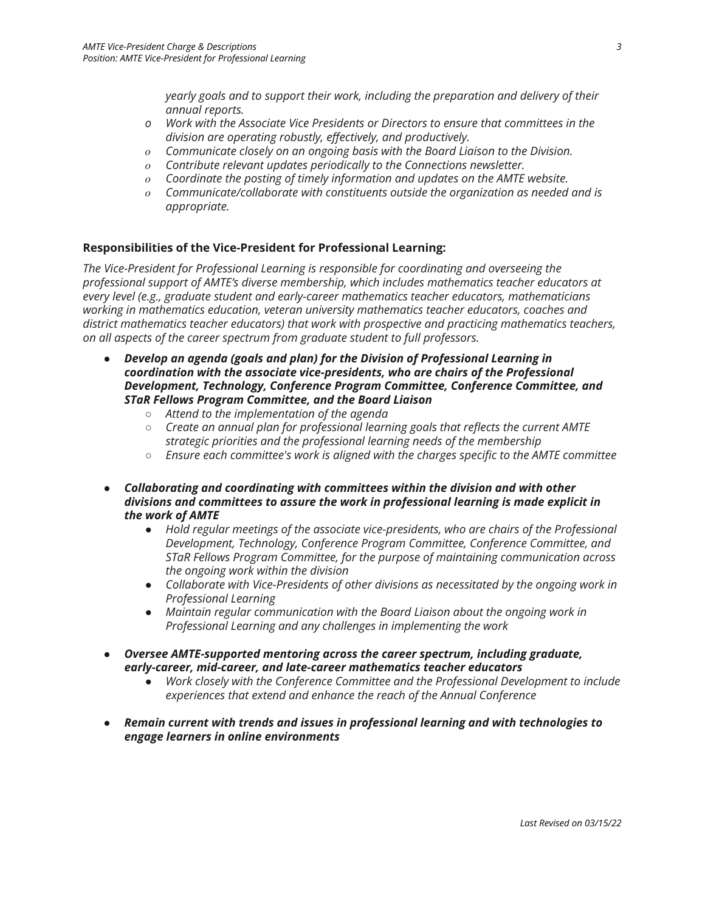*yearly goals and to support their work, including the preparation and delivery of their annual reports.*

- *Work with the Associate Vice Presidents or Directors to ensure that committees in the division are operating robustly, effectively, and productively.*
- *Communicate closely on an ongoing basis with the Board Liaison to the Division.*
- *Contribute relevant updates periodically to the Connections newsletter.*
- *Coordinate the posting of timely information and updates on the AMTE website.*
- *Communicate/collaborate with constituents outside the organization as needed and is appropriate.*

### Responsibilities of the Vice-President for Professional Learning:

*The Vice-President for Professional Learning is responsible for coordinating and overseeing the professional support of AMTE's diverse membership, which includes mathematics teacher educators at every level (e.g., graduate student and early-career mathematics teacher educators, mathematicians working in mathematics education, veteran university mathematics teacher educators, coaches and district mathematics teacher educators) that work with prospective and practicing mathematics teachers, on all aspects of the career spectrum from graduate student to full professors.*

- ***Develop an agenda (goals and plan) for the Division of Professional Learning in coordination with the associate vice-presidents, who are chairs of the Professional Development, Technology, Conference Program Committee, Conference Committee, and STaR Fellows Program Committee, and the Board Liaison***
    - *Attend to the implementation of the agenda*
    - *Create an annual plan for professional learning goals that reflects the current AMTE strategic priorities and the professional learning needs of the membership*
    - *Ensure each committee's work is aligned with the charges specific to the AMTE committee*

- ***Collaborating and coordinating with committees within the division and with other divisions and committees to assure the work in professional learning is made explicit in the work of AMTE***
    - *Hold regular meetings of the associate vice-presidents, who are chairs of the Professional Development, Technology, Conference Program Committee, Conference Committee, and STaR Fellows Program Committee, for the purpose of maintaining communication across the ongoing work within the division*
    - *Collaborate with Vice-Presidents of other divisions as necessitated by the ongoing work in Professional Learning*
    - *Maintain regular communication with the Board Liaison about the ongoing work in Professional Learning and any challenges in implementing the work*

- ***Oversee AMTE-supported mentoring across the career spectrum, including graduate, early-career, mid-career, and late-career mathematics teacher educators***
    - *Work closely with the Conference Committee and the Professional Development to include experiences that extend and enhance the reach of the Annual Conference*

- ***Remain current with trends and issues in professional learning and with technologies to engage learners in online environments***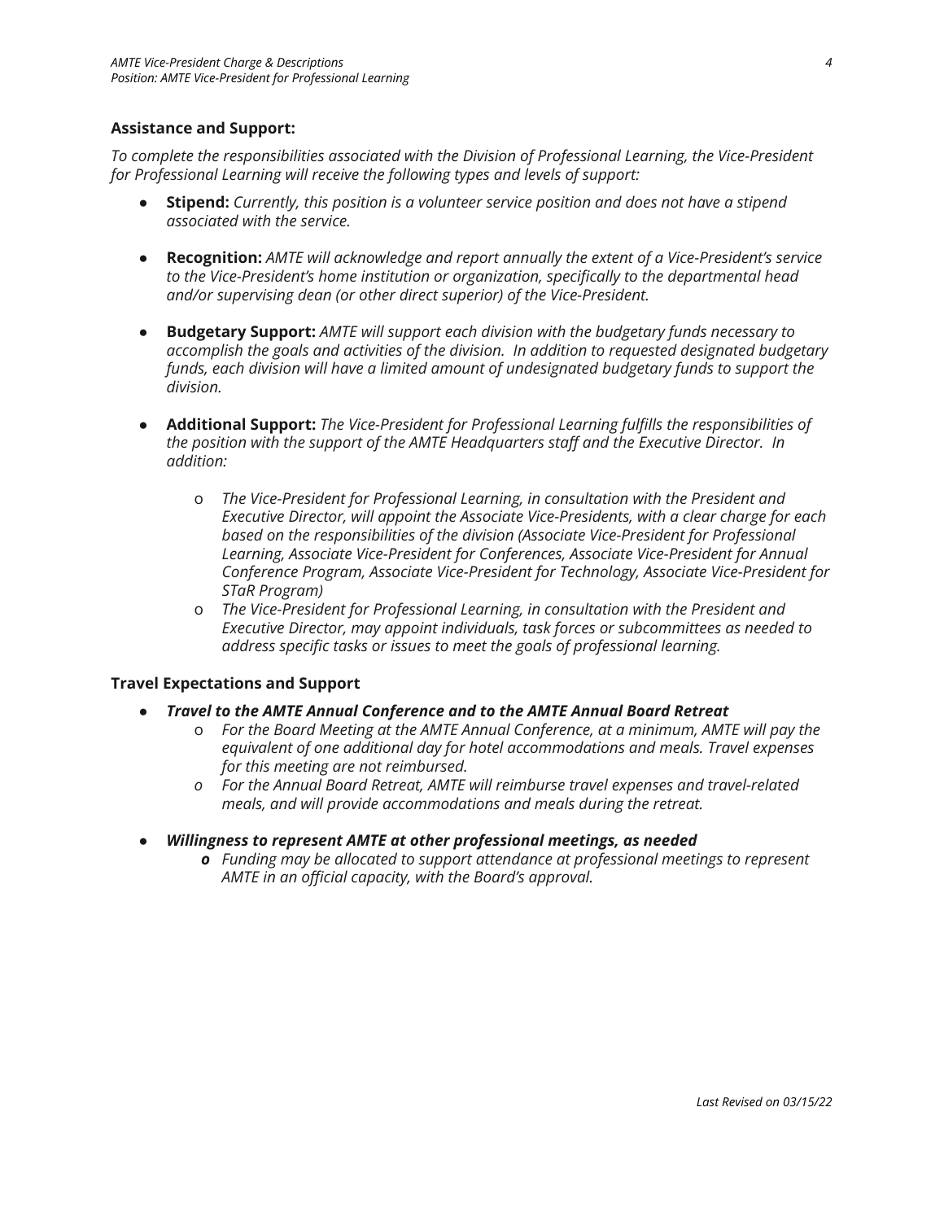**Assistance and Support:**

*To complete the responsibilities associated with the Division of Professional Learning, the Vice-President for Professional Learning will receive the following types and levels of support:*

- **Stipend:** *Currently, this position is a volunteer service position and does not have a stipend associated with the service.*

- **Recognition:** *AMTE will acknowledge and report annually the extent of a Vice-President's service to the Vice-President's home institution or organization, specifically to the departmental head and/or supervising dean (or other direct superior) of the Vice-President.*

- **Budgetary Support:** *AMTE will support each division with the budgetary funds necessary to accomplish the goals and activities of the division. In addition to requested designated budgetary funds, each division will have a limited amount of undesignated budgetary funds to support the division.*

- **Additional Support:** *The Vice-President for Professional Learning fulfills the responsibilities of the position with the support of the AMTE Headquarters staff and the Executive Director. In addition:*

  - *The Vice-President for Professional Learning, in consultation with the President and Executive Director, will appoint the Associate Vice-Presidents, with a clear charge for each based on the responsibilities of the division (Associate Vice-President for Professional Learning, Associate Vice-President for Conferences, Associate Vice-President for Annual Conference Program, Associate Vice-President for Technology, Associate Vice-President for STaR Program)*
  - *The Vice-President for Professional Learning, in consultation with the President and Executive Director, may appoint individuals, task forces or subcommittees as needed to address specific tasks or issues to meet the goals of professional learning.*

**Travel Expectations and Support**

- ***Travel to the AMTE Annual Conference and to the AMTE Annual Board Retreat***
  - *For the Board Meeting at the AMTE Annual Conference, at a minimum, AMTE will pay the equivalent of one additional day for hotel accommodations and meals. Travel expenses for this meeting are not reimbursed.*
  - *For the Annual Board Retreat, AMTE will reimburse travel expenses and travel-related meals, and will provide accommodations and meals during the retreat.*

- ***Willingness to represent AMTE at other professional meetings, as needed***
  - *Funding may be allocated to support attendance at professional meetings to represent AMTE in an official capacity, with the Board's approval.*

*Last Revised on 03/15/22*